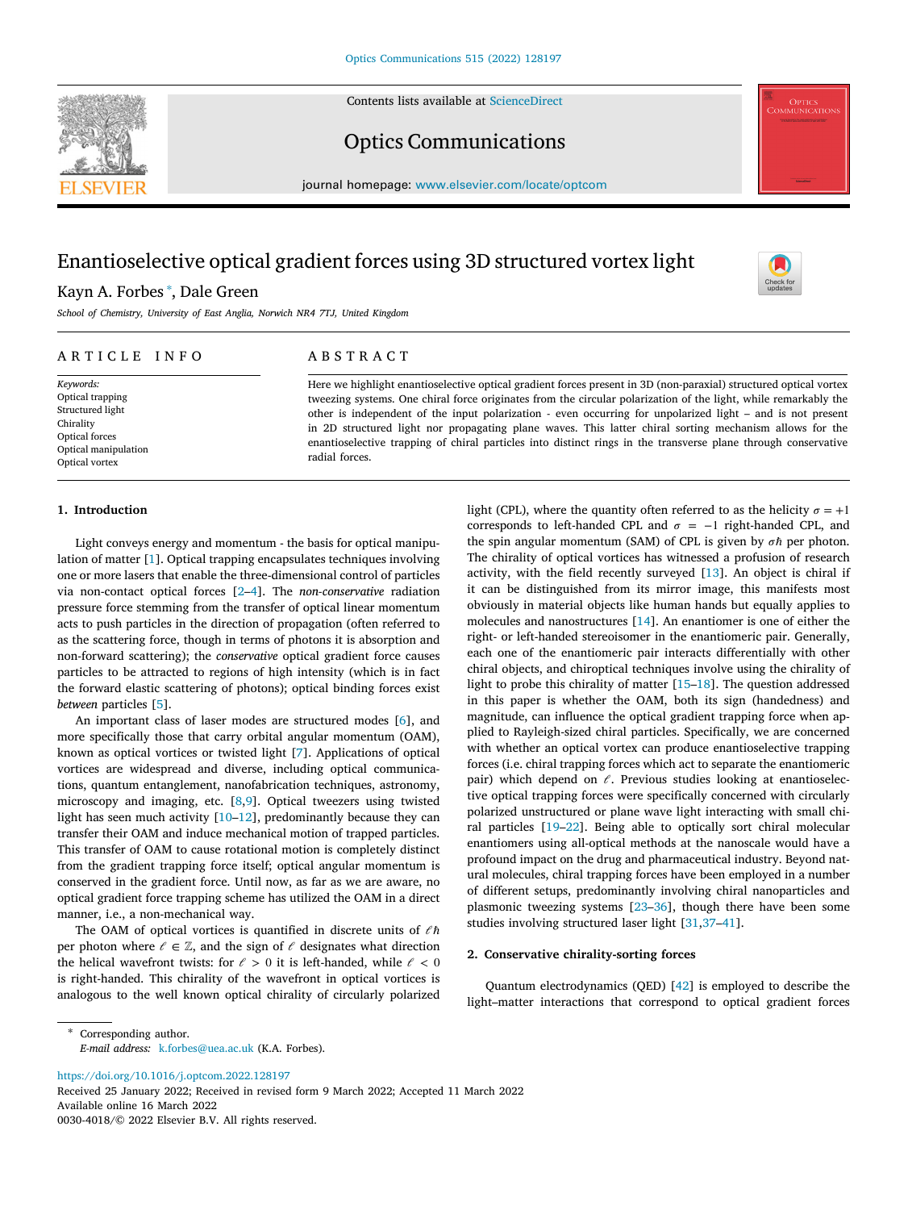# Enantioselective optical gradient forces using 3D structured vortex light

Kayn A. Forbes *, Dale Green

*School of Chemistry, University of East Anglia, Norwich NR4 7TJ, United Kingdom*

## ARTICLE INFO

*Keywords:*
Optical trapping
Structured light
Chirality
Optical forces
Optical manipulation
Optical vortex

## ABSTRACT

Here we highlight enantioselective optical gradient forces present in 3D (non-paraxial) structured optical vortex tweezing systems. One chiral force originates from the circular polarization of the light, while remarkably the other is independent of the input polarization - even occurring for unpolarized light – and is not present in 2D structured light nor propagating plane waves. This latter chiral sorting mechanism allows for the enantioselective trapping of chiral particles into distinct rings in the transverse plane through conservative radial forces.

## 1. Introduction

Light conveys energy and momentum - the basis for optical manipulation of matter [1]. Optical trapping encapsulates techniques involving one or more lasers that enable the three-dimensional control of particles via non-contact optical forces [2–4]. The *non-conservative* radiation pressure force stemming from the transfer of optical linear momentum acts to push particles in the direction of propagation (often referred to as the scattering force, though in terms of photons it is absorption and non-forward scattering); the *conservative* optical gradient force causes particles to be attracted to regions of high intensity (which is in fact the forward elastic scattering of photons); optical binding forces exist *between* particles [5].

An important class of laser modes are structured modes [6], and more specifically those that carry orbital angular momentum (OAM), known as optical vortices or twisted light [7]. Applications of optical vortices are widespread and diverse, including optical communications, quantum entanglement, nanofabrication techniques, astronomy, microscopy and imaging, etc. [8,9]. Optical tweezers using twisted light has seen much activity [10–12], predominantly because they can transfer their OAM and induce mechanical motion of trapped particles. This transfer of OAM to cause rotational motion is completely distinct from the gradient trapping force itself; optical angular momentum is conserved in the gradient force. Until now, as far as we are aware, no optical gradient force trapping scheme has utilized the OAM in a direct manner, i.e., a non-mechanical way.

The OAM of optical vortices is quantified in discrete units of $\ell\hbar$ per photon where $\ell \in \mathbb{Z}$, and the sign of $\ell$ designates what direction the helical wavefront twists: for $\ell > 0$ it is left-handed, while $\ell < 0$ is right-handed. This chirality of the wavefront in optical vortices is analogous to the well known optical chirality of circularly polarized light (CPL), where the quantity often referred to as the helicity $\sigma = +1$ corresponds to left-handed CPL and $\sigma = -1$ right-handed CPL, and the spin angular momentum (SAM) of CPL is given by $\sigma\hbar$ per photon. The chirality of optical vortices has witnessed a profusion of research activity, with the field recently surveyed [13]. An object is chiral if it can be distinguished from its mirror image, this manifests most obviously in material objects like human hands but equally applies to molecules and nanostructures [14]. An enantiomer is one of either the right- or left-handed stereoisomer in the enantiomeric pair. Generally, each one of the enantiomeric pair interacts differentially with other chiral objects, and chiroptical techniques involve using the chirality of light to probe this chirality of matter [15–18]. The question addressed in this paper is whether the OAM, both its sign (handedness) and magnitude, can influence the optical gradient trapping force when applied to Rayleigh-sized chiral particles. Specifically, we are concerned with whether an optical vortex can produce enantioselective trapping forces (i.e. chiral trapping forces which act to separate the enantiomeric pair) which depend on $\ell$. Previous studies looking at enantioselective optical trapping forces were specifically concerned with circularly polarized unstructured or plane wave light interacting with small chiral particles [19–22]. Being able to optically sort chiral molecular enantiomers using all-optical methods at the nanoscale would have a profound impact on the drug and pharmaceutical industry. Beyond natural molecules, chiral trapping forces have been employed in a number of different setups, predominantly involving chiral nanoparticles and plasmonic tweezing systems [23–36], though there have been some studies involving structured laser light [31,37–41].

## 2. Conservative chirality-sorting forces

Quantum electrodynamics (QED) [42] is employed to describe the light–matter interactions that correspond to optical gradient forces

---

\* Corresponding author.
*E-mail address:* k.forbes@uea.ac.uk (K.A. Forbes).

https://doi.org/10.1016/j.optcom.2022.128197
Received 25 January 2022; Received in revised form 9 March 2022; Accepted 11 March 2022
Available online 16 March 2022
0030-4018/© 2022 Elsevier B.V. All rights reserved.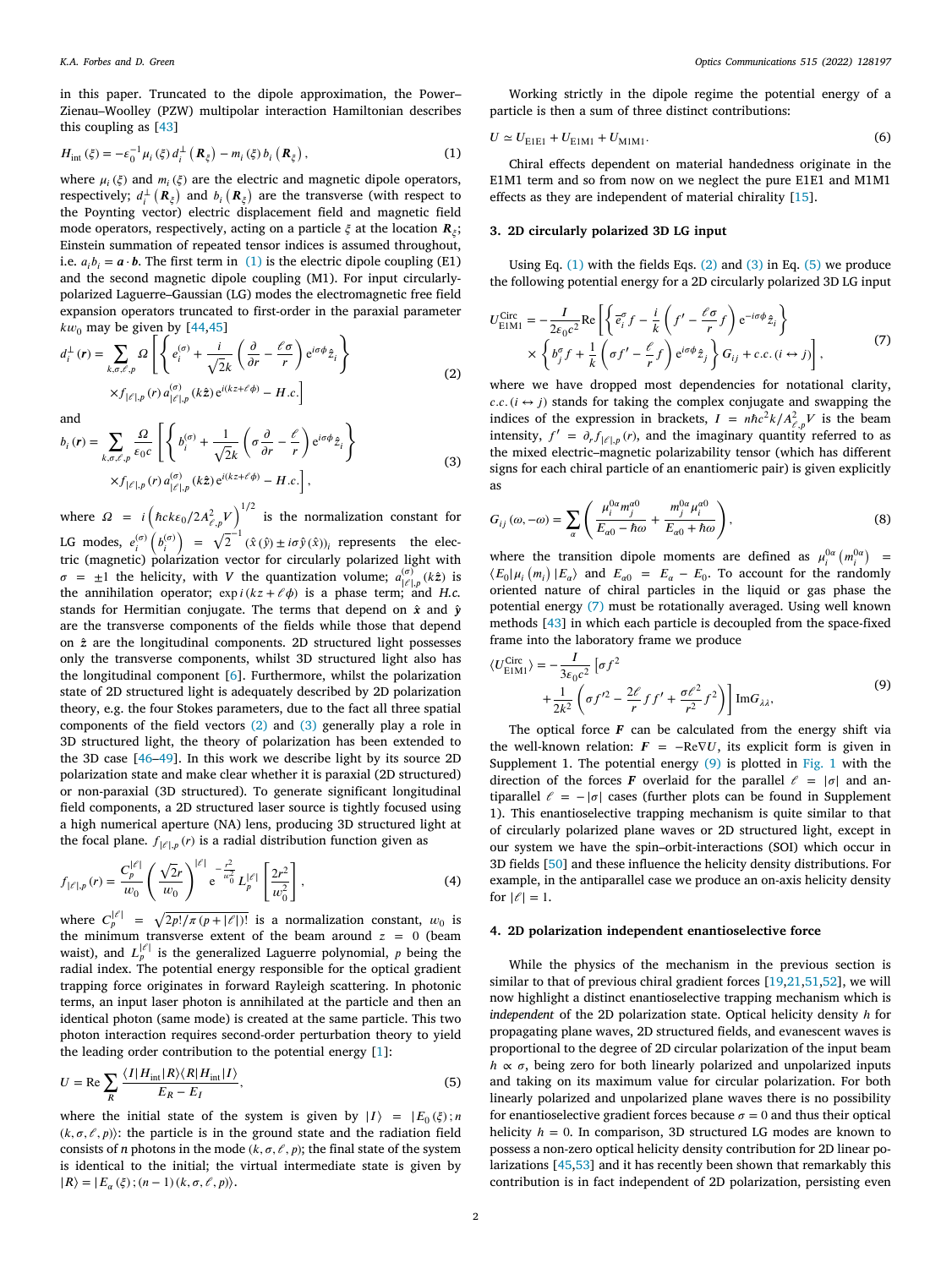in this paper. Truncated to the dipole approximation, the Power–Zienau–Woolley (PZW) multipolar interaction Hamiltonian describes this coupling as [43]

$$H_{\text{int}}(\xi) = -\varepsilon_0^{-1}\mu_i(\xi)\, d_i^{\perp}(\boldsymbol{R}_\xi) - m_i(\xi)\, b_i(\boldsymbol{R}_\xi), \tag{1}$$

where $\mu_i(\xi)$ and $m_i(\xi)$ are the electric and magnetic dipole operators, respectively; $d_i^{\perp}(\boldsymbol{R}_\xi)$ and $b_i(\boldsymbol{R}_\xi)$ are the transverse (with respect to the Poynting vector) electric displacement field and magnetic field mode operators, respectively, acting on a particle $\xi$ at the location $\boldsymbol{R}_\xi$; Einstein summation of repeated tensor indices is assumed throughout, i.e. $a_i b_i = \boldsymbol{a}\cdot\boldsymbol{b}$. The first term in (1) is the electric dipole coupling (E1) and the second magnetic dipole coupling (M1). For input circularly-polarized Laguerre–Gaussian (LG) modes the electromagnetic free field expansion operators truncated to first-order in the paraxial parameter $kw_0$ may be given by [44,45]

$$\begin{aligned} d_i^{\perp}(\boldsymbol{r}) = \sum_{k,\sigma,\ell,p} \Omega \Bigg[ &\left\{ e_i^{(\sigma)} + \frac{i}{\sqrt{2}k}\left(\frac{\partial}{\partial r} - \frac{\ell\sigma}{r}\right) e^{i\sigma\phi}\hat{z}_i \right\} \\ &\times f_{|\ell|,p}(r)\, a_{|\ell|,p}^{(\sigma)}(k\hat{\boldsymbol{z}})\, e^{i(kz+\ell\phi)} - H.c. \Bigg] \end{aligned} \tag{2}$$

and

$$\begin{aligned} b_i(\boldsymbol{r}) = \sum_{k,\sigma,\ell,p} \frac{\Omega}{\varepsilon_0 c} \Bigg[ &\left\{ b_i^{(\sigma)} + \frac{1}{\sqrt{2}k}\left(\sigma\frac{\partial}{\partial r} - \frac{\ell}{r}\right) e^{i\sigma\phi}\hat{z}_i \right\} \\ &\times f_{|\ell|,p}(r)\, a_{|\ell|,p}^{(\sigma)}(k\hat{\boldsymbol{z}})\, e^{i(kz+\ell\phi)} - H.c. \Bigg], \end{aligned} \tag{3}$$

where $\Omega = i\left(\hbar c k \varepsilon_0 / 2A_{\ell,p}^2 V\right)^{1/2}$ is the normalization constant for LG modes, $e_i^{(\sigma)}\left(b_i^{(\sigma)}\right) = \sqrt{2}^{-1}\left(\hat{x}(\hat{y}) \pm i\sigma\hat{y}(\hat{x})\right)_i$ represents the electric (magnetic) polarization vector for circularly polarized light with $\sigma = \pm 1$ the helicity, with $V$ the quantization volume; $a_{|\ell|,p}^{(\sigma)}(k\hat{\boldsymbol{z}})$ is the annihilation operator; $\exp i(kz + \ell\phi)$ is a phase term; and *H.c.* stands for Hermitian conjugate. The terms that depend on $\hat{\boldsymbol{x}}$ and $\hat{\boldsymbol{y}}$ are the transverse components of the fields while those that depend on $\hat{\boldsymbol{z}}$ are the longitudinal components. 2D structured light possesses only the transverse components, whilst 3D structured light also has the longitudinal component [6]. Furthermore, whilst the polarization state of 2D structured light is adequately described by 2D polarization theory, e.g. the four Stokes parameters, due to the fact all three spatial components of the field vectors (2) and (3) generally play a role in 3D structured light, the theory of polarization has been extended to the 3D case [46–49]. In this work we describe light by its source 2D polarization state and make clear whether it is paraxial (2D structured) or non-paraxial (3D structured). To generate significant longitudinal field components, a 2D structured laser source is tightly focused using a high numerical aperture (NA) lens, producing 3D structured light at the focal plane. $f_{|\ell|,p}(r)$ is a radial distribution function given as

$$f_{|\ell|,p}(r) = \frac{C_p^{|\ell|}}{w_0}\left(\frac{\sqrt{2}r}{w_0}\right)^{|\ell|} e^{-\frac{r^2}{w_0^2}} L_p^{|\ell|}\left[\frac{2r^2}{w_0^2}\right], \tag{4}$$

where $C_p^{|\ell|} = \sqrt{2p!/\pi(p+|\ell|)!}$ is a normalization constant, $w_0$ is the minimum transverse extent of the beam around $z = 0$ (beam waist), and $L_p^{|\ell|}$ is the generalized Laguerre polynomial, $p$ being the radial index. The potential energy responsible for the optical gradient trapping force originates in forward Rayleigh scattering. In photonic terms, an input laser photon is annihilated at the particle and then an identical photon (same mode) is created at the same particle. This two photon interaction requires second-order perturbation theory to yield the leading order contribution to the potential energy [1]:

$$U = \text{Re}\sum_R \frac{\langle I|H_{\text{int}}|R\rangle\langle R|H_{\text{int}}|I\rangle}{E_R - E_I}, \tag{5}$$

where the initial state of the system is given by $|I\rangle = |E_0(\xi); n(k,\sigma,\ell,p)\rangle$: the particle is in the ground state and the radiation field consists of $n$ photons in the mode $(k,\sigma,\ell,p)$; the final state of the system is identical to the initial; the virtual intermediate state is given by $|R\rangle = |E_\alpha(\xi); (n-1)(k,\sigma,\ell,p)\rangle$.

Working strictly in the dipole regime the potential energy of a particle is then a sum of three distinct contributions:

$$U \simeq U_{\text{E1E1}} + U_{\text{E1M1}} + U_{\text{M1M1}}. \tag{6}$$

Chiral effects dependent on material handedness originate in the E1M1 term and so from now on we neglect the pure E1E1 and M1M1 effects as they are independent of material chirality [15].

## 3. 2D circularly polarized 3D LG input

Using Eq. (1) with the fields Eqs. (2) and (3) in Eq. (5) we produce the following potential energy for a 2D circularly polarized 3D LG input

$$\begin{aligned} U_{\text{E1M1}}^{\text{Circ}} = -\frac{I}{2\varepsilon_0 c^2}\text{Re}\Bigg[ &\left\{ \bar{e}_i^{\sigma} f - \frac{i}{k}\left(f' - \frac{\ell\sigma}{r}f\right)e^{-i\sigma\phi}\hat{z}_i \right\} \\ &\times \left\{ b_j^{\sigma} f + \frac{1}{k}\left(\sigma f' - \frac{\ell}{r}f\right)e^{i\sigma\phi}\hat{z}_j \right\} G_{ij} + c.c.\,(i \leftrightarrow j) \Bigg], \end{aligned} \tag{7}$$

where we have dropped most dependencies for notational clarity, $c.c.\,(i \leftrightarrow j)$ stands for taking the complex conjugate and swapping the indices of the expression in brackets, $I = n\hbar c^2 k / A_{\ell,p}^2 V$ is the beam intensity, $f' = \partial_r f_{|\ell|,p}(r)$, and the imaginary quantity referred to as the mixed electric–magnetic polarizability tensor (which has different signs for each chiral particle of an enantiomeric pair) is given explicitly as

$$G_{ij}(\omega, -\omega) = \sum_\alpha \left( \frac{\mu_i^{0\alpha} m_j^{\alpha 0}}{E_{\alpha 0} - \hbar\omega} + \frac{m_j^{0\alpha}\mu_i^{\alpha 0}}{E_{\alpha 0} + \hbar\omega} \right), \tag{8}$$

where the transition dipole moments are defined as $\mu_i^{0\alpha}\left(m_i^{0\alpha}\right) = \langle E_0|\mu_i\left(m_i\right)|E_\alpha\rangle$ and $E_{\alpha 0} = E_\alpha - E_0$. To account for the randomly oriented nature of chiral particles in the liquid or gas phase the potential energy (7) must be rotationally averaged. Using well known methods [43] in which each particle is decoupled from the space-fixed frame into the laboratory frame we produce

$$\begin{aligned} \langle U_{\text{E1M1}}^{\text{Circ}} \rangle = -\frac{I}{3\varepsilon_0 c^2}\Bigg[ &\sigma f^2 \\ &+ \frac{1}{2k^2}\left(\sigma f'^2 - \frac{2\ell}{r}f f' + \frac{\sigma\ell^2}{r^2}f^2\right)\Bigg] \text{Im}G_{\lambda\lambda}, \end{aligned} \tag{9}$$

The optical force $\boldsymbol{F}$ can be calculated from the energy shift via the well-known relation: $\boldsymbol{F} = -\text{Re}\nabla U$, its explicit form is given in Supplement 1. The potential energy (9) is plotted in Fig. 1 with the direction of the forces $\boldsymbol{F}$ overlaid for the parallel $\ell = |\sigma|$ and antiparallel $\ell = -|\sigma|$ cases (further plots can be found in Supplement 1). This enantioselective trapping mechanism is quite similar to that of circularly polarized plane waves or 2D structured light, except in our system we have the spin–orbit-interactions (SOI) which occur in 3D fields [50] and these influence the helicity density distributions. For example, in the antiparallel case we produce an on-axis helicity density for $|\ell| = 1$.

## 4. 2D polarization independent enantioselective force

While the physics of the mechanism in the previous section is similar to that of previous chiral gradient forces [19,21,51,52], we will now highlight a distinct enantioselective trapping mechanism which is *independent* of the 2D polarization state. Optical helicity density $h$ for propagating plane waves, 2D structured fields, and evanescent waves is proportional to the degree of 2D circular polarization of the input beam $h \propto \sigma$, being zero for both linearly polarized and unpolarized inputs and taking on its maximum value for circular polarization. For both linearly polarized and unpolarized plane waves there is no possibility for enantioselective gradient forces because $\sigma = 0$ and thus their optical helicity $h = 0$. In comparison, 3D structured LG modes are known to possess a non-zero optical helicity density contribution for 2D linear polarizations [45,53] and it has recently been shown that remarkably this contribution is in fact independent of 2D polarization, persisting even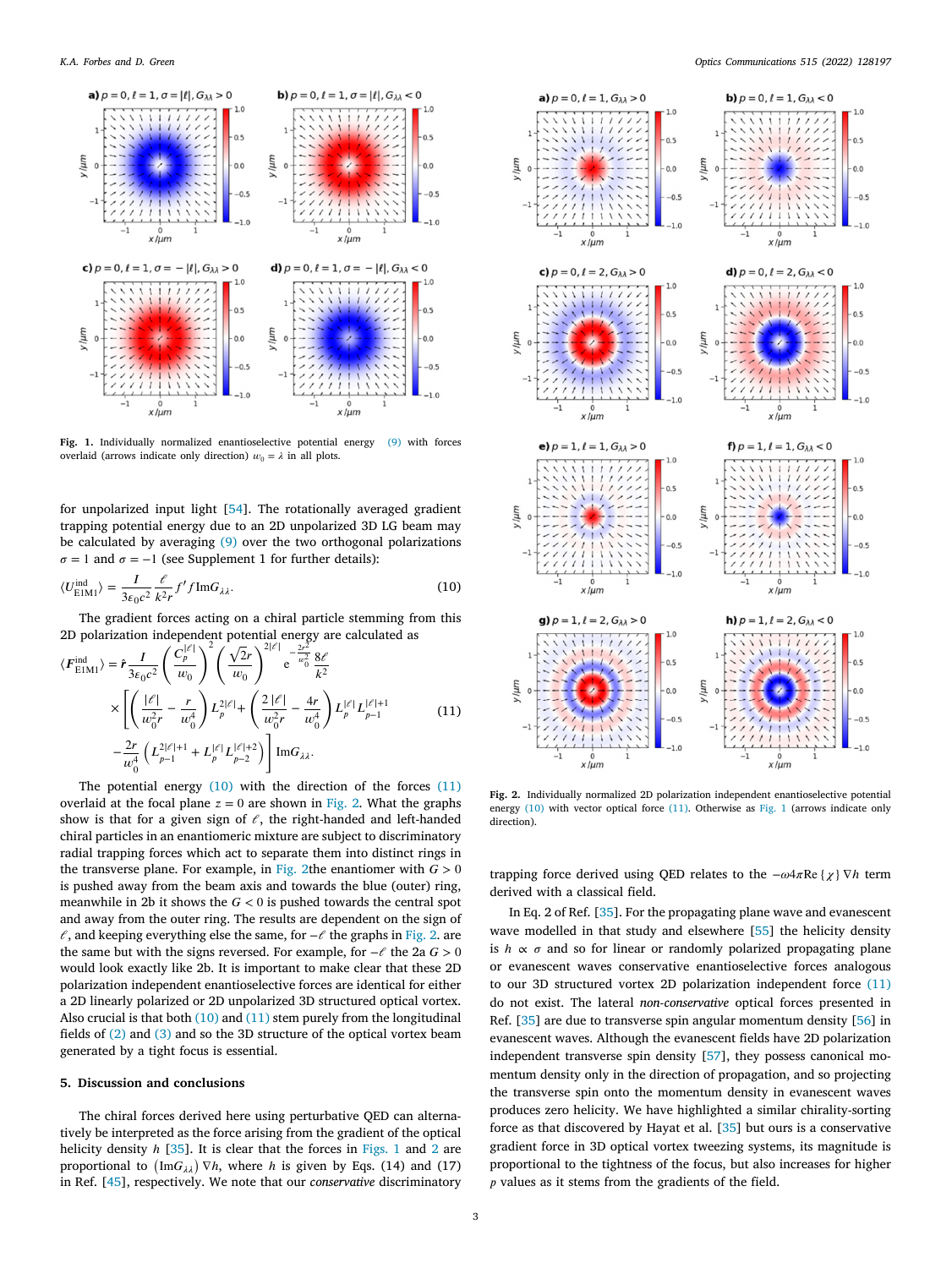**Fig. 1.** Individually normalized enantioselective potential energy (9) with forces overlaid (arrows indicate only direction) $w_0 = \lambda$ in all plots.

for unpolarized input light [54]. The rotationally averaged gradient trapping potential energy due to an 2D unpolarized 3D LG beam may be calculated by averaging (9) over the two orthogonal polarizations $\sigma = 1$ and $\sigma = -1$ (see Supplement 1 for further details):

$$\langle U^{\text{ind}}_{\text{E1M1}} \rangle = \frac{I}{3\epsilon_0 c^2} \frac{\ell}{k^2 r} f' f \,\text{Im} G_{\lambda\lambda}. \tag{10}$$

The gradient forces acting on a chiral particle stemming from this 2D polarization independent potential energy are calculated as

$$\langle \boldsymbol{F}^{\text{ind}}_{\text{E1M1}} \rangle = \hat{\boldsymbol{r}} \frac{I}{3\epsilon_0 c^2} \left( \frac{C_p^{|\ell|}}{w_0} \right)^2 \left( \frac{\sqrt{2}r}{w_0} \right)^{2|\ell|} \mathrm{e}^{-\frac{2r^2}{w_0^2}} \frac{8\ell}{k^2} \times \left[ \left( \frac{|\ell|}{w_0^2 r} - \frac{r}{w_0^4} \right) L_p^{2|\ell|} + \left( \frac{2|\ell|}{w_0^2 r} - \frac{4r}{w_0^4} \right) L_p^{|\ell|} L_{p-1}^{|\ell|+1} - \frac{2r}{w_0^4} \left( L_{p-1}^{2|\ell|+1} + L_p^{|\ell|} L_{p-2}^{|\ell|+2} \right) \right] \text{Im} G_{\lambda\lambda}. \tag{11}$$

The potential energy (10) with the direction of the forces (11) overlaid at the focal plane $z = 0$ are shown in Fig. 2. What the graphs show is that for a given sign of $\ell$, the right-handed and left-handed chiral particles in an enantiomeric mixture are subject to discriminatory radial trapping forces which act to separate them into distinct rings in the transverse plane. For example, in Fig. 2the enantiomer with $G > 0$ is pushed away from the beam axis and towards the blue (outer) ring, meanwhile in 2b it shows the $G < 0$ is pushed towards the central spot and away from the outer ring. The results are dependent on the sign of $\ell$, and keeping everything else the same, for $-\ell$ the graphs in Fig. 2. are the same but with the signs reversed. For example, for $-\ell$ the 2a $G > 0$ would look exactly like 2b. It is important to make clear that these 2D polarization independent enantioselective forces are identical for either a 2D linearly polarized or 2D unpolarized 3D structured optical vortex. Also crucial is that both (10) and (11) stem purely from the longitudinal fields of (2) and (3) and so the 3D structure of the optical vortex beam generated by a tight focus is essential.

**Fig. 2.** Individually normalized 2D polarization independent enantioselective potential energy (10) with vector optical force (11). Otherwise as Fig. 1 (arrows indicate only direction).

## 5. Discussion and conclusions

The chiral forces derived here using perturbative QED can alternatively be interpreted as the force arising from the gradient of the optical helicity density $h$ [35]. It is clear that the forces in Figs. 1 and 2 are proportional to $(\text{Im} G_{\lambda\lambda}) \nabla h$, where $h$ is given by Eqs. (14) and (17) in Ref. [45], respectively. We note that our *conservative* discriminatory trapping force derived using QED relates to the $-\omega 4\pi \text{Re}\{\chi\} \nabla h$ term derived with a classical field.

In Eq. 2 of Ref. [35]. For the propagating plane wave and evanescent wave modelled in that study and elsewhere [55] the helicity density is $h \propto \sigma$ and so for linear or randomly polarized propagating plane or evanescent waves conservative enantioselective forces analogous to our 3D structured vortex 2D polarization independent force (11) do not exist. The lateral *non-conservative* optical forces presented in Ref. [35] are due to transverse spin angular momentum density [56] in evanescent waves. Although the evanescent fields have 2D polarization independent transverse spin density [57], they possess canonical momentum density only in the direction of propagation, and so projecting the transverse spin onto the momentum density in evanescent waves produces zero helicity. We have highlighted a similar chirality-sorting force as that discovered by Hayat et al. [35] but ours is a conservative gradient force in 3D optical vortex tweezing systems, its magnitude is proportional to the tightness of the focus, but also increases for higher $p$ values as it stems from the gradients of the field.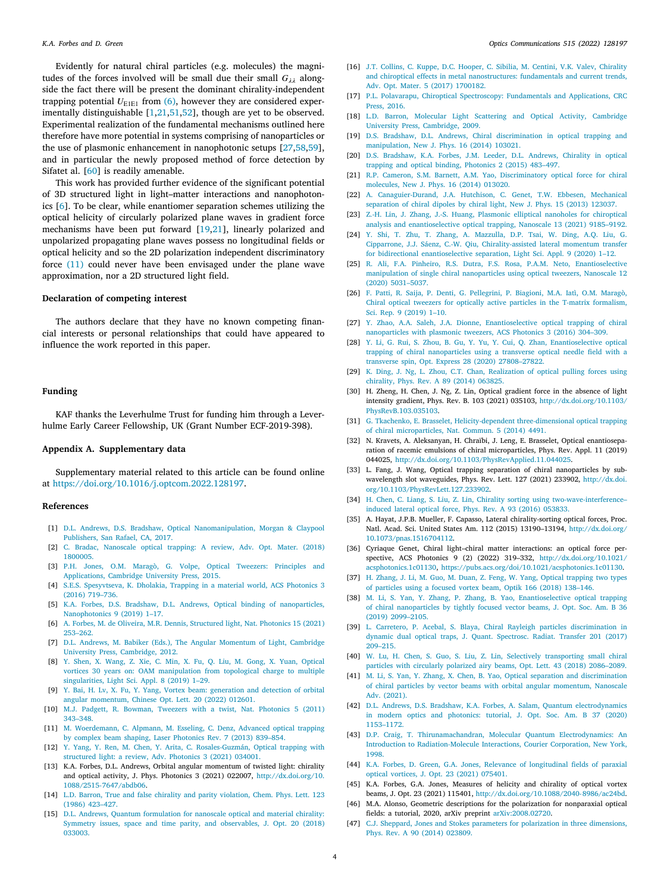Evidently for natural chiral particles (e.g. molecules) the magnitudes of the forces involved will be small due their small $G_{\lambda\lambda}$ alongside the fact there will be present the dominant chirality-independent trapping potential $U_{\text{E1E1}}$ from (6), however they are considered experimentally distinguishable [1,21,51,52], though are yet to be observed. Experimental realization of the fundamental mechanisms outlined here therefore have more potential in systems comprising of nanoparticles or the use of plasmonic enhancement in nanophotonic setups [27,58,59], and in particular the newly proposed method of force detection by Sifatet al. [60] is readily amenable.

This work has provided further evidence of the significant potential of 3D structured light in light–matter interactions and nanophotonics [6]. To be clear, while enantiomer separation schemes utilizing the optical helicity of circularly polarized plane waves in gradient force mechanisms have been put forward [19,21], linearly polarized and unpolarized propagating plane waves possess no longitudinal fields or optical helicity and so the 2D polarization independent discriminatory force (11) could never have been envisaged under the plane wave approximation, nor a 2D structured light field.

## Declaration of competing interest

The authors declare that they have no known competing financial interests or personal relationships that could have appeared to influence the work reported in this paper.

## Funding

KAF thanks the Leverhulme Trust for funding him through a Leverhulme Early Career Fellowship, UK (Grant Number ECF-2019-398).

## Appendix A. Supplementary data

Supplementary material related to this article can be found online at https://doi.org/10.1016/j.optcom.2022.128197.

## References

[1] D.L. Andrews, D.S. Bradshaw, Optical Nanomanipulation, Morgan & Claypool Publishers, San Rafael, CA, 2017.

[2] C. Bradac, Nanoscale optical trapping: A review, Adv. Opt. Mater. (2018) 1800005.

[3] P.H. Jones, O.M. Maragò, G. Volpe, Optical Tweezers: Principles and Applications, Cambridge University Press, 2015.

[4] S.E.S. Spesyvtseva, K. Dholakia, Trapping in a material world, ACS Photonics 3 (2016) 719–736.

[5] K.A. Forbes, D.S. Bradshaw, D.L. Andrews, Optical binding of nanoparticles, Nanophotonics 9 (2019) 1–17.

[6] A. Forbes, M. de Oliveira, M.R. Dennis, Structured light, Nat. Photonics 15 (2021) 253–262.

[7] D.L. Andrews, M. Babiker (Eds.), The Angular Momentum of Light, Cambridge University Press, Cambridge, 2012.

[8] Y. Shen, X. Wang, Z. Xie, C. Min, X. Fu, Q. Liu, M. Gong, X. Yuan, Optical vortices 30 years on: OAM manipulation from topological charge to multiple singularities, Light Sci. Appl. 8 (2019) 1–29.

[9] Y. Bai, H. Lv, X. Fu, Y. Yang, Vortex beam: generation and detection of orbital angular momentum, Chinese Opt. Lett. 20 (2022) 012601.

[10] M.J. Padgett, R. Bowman, Tweezers with a twist, Nat. Photonics 5 (2011) 343–348.

[11] M. Woerdemann, C. Alpmann, M. Esseling, C. Denz, Advanced optical trapping by complex beam shaping, Laser Photonics Rev. 7 (2013) 839–854.

[12] Y. Yang, Y. Ren, M. Chen, Y. Arita, C. Rosales-Guzmán, Optical trapping with structured light: a review, Adv. Photonics 3 (2021) 034001.

[13] K.A. Forbes, D.L. Andrews, Orbital angular momentum of twisted light: chirality and optical activity, J. Phys. Photonics 3 (2021) 022007, http://dx.doi.org/10.1088/2515-7647/abdb06.

[14] L.D. Barron, True and false chirality and parity violation, Chem. Phys. Lett. 123 (1986) 423–427.

[15] D.L. Andrews, Quantum formulation for nanoscale optical and material chirality: Symmetry issues, space and time parity, and observables, J. Opt. 20 (2018) 033003.

[16] J.T. Collins, C. Kuppe, D.C. Hooper, C. Sibilia, M. Centini, V.K. Valev, Chirality and chiroptical effects in metal nanostructures: fundamentals and current trends, Adv. Opt. Mater. 5 (2017) 1700182.

[17] P.L. Polavarapu, Chiroptical Spectroscopy: Fundamentals and Applications, CRC Press, 2016.

[18] L.D. Barron, Molecular Light Scattering and Optical Activity, Cambridge University Press, Cambridge, 2009.

[19] D.S. Bradshaw, D.L. Andrews, Chiral discrimination in optical trapping and manipulation, New J. Phys. 16 (2014) 103021.

[20] D.S. Bradshaw, K.A. Forbes, J.M. Leeder, D.L. Andrews, Chirality in optical trapping and optical binding, Photonics 2 (2015) 483–497.

[21] R.P. Cameron, S.M. Barnett, A.M. Yao, Discriminatory optical force for chiral molecules, New J. Phys. 16 (2014) 013020.

[22] A. Canaguier-Durand, J.A. Hutchison, C. Genet, T.W. Ebbesen, Mechanical separation of chiral dipoles by chiral light, New J. Phys. 15 (2013) 123037.

[23] Z.-H. Lin, J. Zhang, J.-S. Huang, Plasmonic elliptical nanoholes for chiroptical analysis and enantioselective optical trapping, Nanoscale 13 (2021) 9185–9192.

[24] Y. Shi, T. Zhu, T. Zhang, A. Mazzulla, D.P. Tsai, W. Ding, A.Q. Liu, G. Cipparrone, J.J. Sáenz, C.-W. Qiu, Chirality-assisted lateral momentum transfer for bidirectional enantioselective separation, Light Sci. Appl. 9 (2020) 1–12.

[25] R. Ali, F.A. Pinheiro, R.S. Dutra, F.S. Rosa, P.A.M. Neto, Enantioselective manipulation of single chiral nanoparticles using optical tweezers, Nanoscale 12 (2020) 5031–5037.

[26] F. Patti, R. Saija, P. Denti, G. Pellegrini, P. Biagioni, M.A. Iatì, O.M. Maragò, Chiral optical tweezers for optically active particles in the T-matrix formalism, Sci. Rep. 9 (2019) 1–10.

[27] Y. Zhao, A.A. Saleh, J.A. Dionne, Enantioselective optical trapping of chiral nanoparticles with plasmonic tweezers, ACS Photonics 3 (2016) 304–309.

[28] Y. Li, G. Rui, S. Zhou, B. Gu, Y. Yu, Y. Cui, Q. Zhan, Enantioselective optical trapping of chiral nanoparticles using a transverse optical needle field with a transverse spin, Opt. Express 28 (2020) 27808–27822.

[29] K. Ding, J. Ng, L. Zhou, C.T. Chan, Realization of optical pulling forces using chirality, Phys. Rev. A 89 (2014) 063825.

[30] H. Zheng, H. Chen, J. Ng, Z. Lin, Optical gradient force in the absence of light intensity gradient, Phys. Rev. B. 103 (2021) 035103, http://dx.doi.org/10.1103/PhysRevB.103.035103.

[31] G. Tkachenko, E. Brasselet, Helicity-dependent three-dimensional optical trapping of chiral microparticles, Nat. Commun. 5 (2014) 4491.

[32] N. Kravets, A. Aleksanyan, H. Chraïbi, J. Leng, E. Brasselet, Optical enantioseparation of racemic emulsions of chiral microparticles, Phys. Rev. Appl. 11 (2019) 044025, http://dx.doi.org/10.1103/PhysRevApplied.11.044025.

[33] L. Fang, J. Wang, Optical trapping separation of chiral nanoparticles by subwavelength slot waveguides, Phys. Rev. Lett. 127 (2021) 233902, http://dx.doi.org/10.1103/PhysRevLett.127.233902.

[34] H. Chen, C. Liang, S. Liu, Z. Lin, Chirality sorting using two-wave-interference–induced lateral optical force, Phys. Rev. A 93 (2016) 053833.

[35] A. Hayat, J.P.B. Mueller, F. Capasso, Lateral chirality-sorting optical forces, Proc. Natl. Acad. Sci. United States Am. 112 (2015) 13190–13194, http://dx.doi.org/10.1073/pnas.1516704112.

[36] Cyriaque Genet, Chiral light–chiral matter interactions: an optical force perspective, ACS Photonics 9 (2) (2022) 319–332, http://dx.doi.org/10.1021/acsphotonics.1c01130, https://pubs.acs.org/doi/10.1021/acsphotonics.1c01130.

[37] H. Zhang, J. Li, M. Guo, M. Duan, Z. Feng, W. Yang, Optical trapping two types of particles using a focused vortex beam, Optik 166 (2018) 138–146.

[38] M. Li, S. Yan, Y. Zhang, P. Zhang, B. Yao, Enantioselective optical trapping of chiral nanoparticles by tightly focused vector beams, J. Opt. Soc. Am. B 36 (2019) 2099–2105.

[39] L. Carretero, P. Acebal, S. Blaya, Chiral Rayleigh particles discrimination in dynamic dual optical traps, J. Quant. Spectrosc. Radiat. Transfer 201 (2017) 209–215.

[40] W. Lu, H. Chen, S. Guo, S. Liu, Z. Lin, Selectively transporting small chiral particles with circularly polarized airy beams, Opt. Lett. 43 (2018) 2086–2089.

[41] M. Li, S. Yan, Y. Zhang, X. Chen, B. Yao, Optical separation and discrimination of chiral particles by vector beams with orbital angular momentum, Nanoscale Adv. (2021).

[42] D.L. Andrews, D.S. Bradshaw, K.A. Forbes, A. Salam, Quantum electrodynamics in modern optics and photonics: tutorial, J. Opt. Soc. Am. B 37 (2020) 1153–1172.

[43] D.P. Craig, T. Thirunamachandran, Molecular Quantum Electrodynamics: An Introduction to Radiation-Molecule Interactions, Courier Corporation, New York, 1998.

[44] K.A. Forbes, D. Green, G.A. Jones, Relevance of longitudinal fields of paraxial optical vortices, J. Opt. 23 (2021) 075401.

[45] K.A. Forbes, G.A. Jones, Measures of helicity and chirality of optical vortex beams, J. Opt. 23 (2021) 115401, http://dx.doi.org/10.1088/2040-8986/ac24bd.

[46] M.A. Alonso, Geometric descriptions for the polarization for nonparaxial optical fields: a tutorial, 2020, arXiv preprint arXiv:2008.02720.

[47] C.J. Sheppard, Jones and Stokes parameters for polarization in three dimensions, Phys. Rev. A 90 (2014) 023809.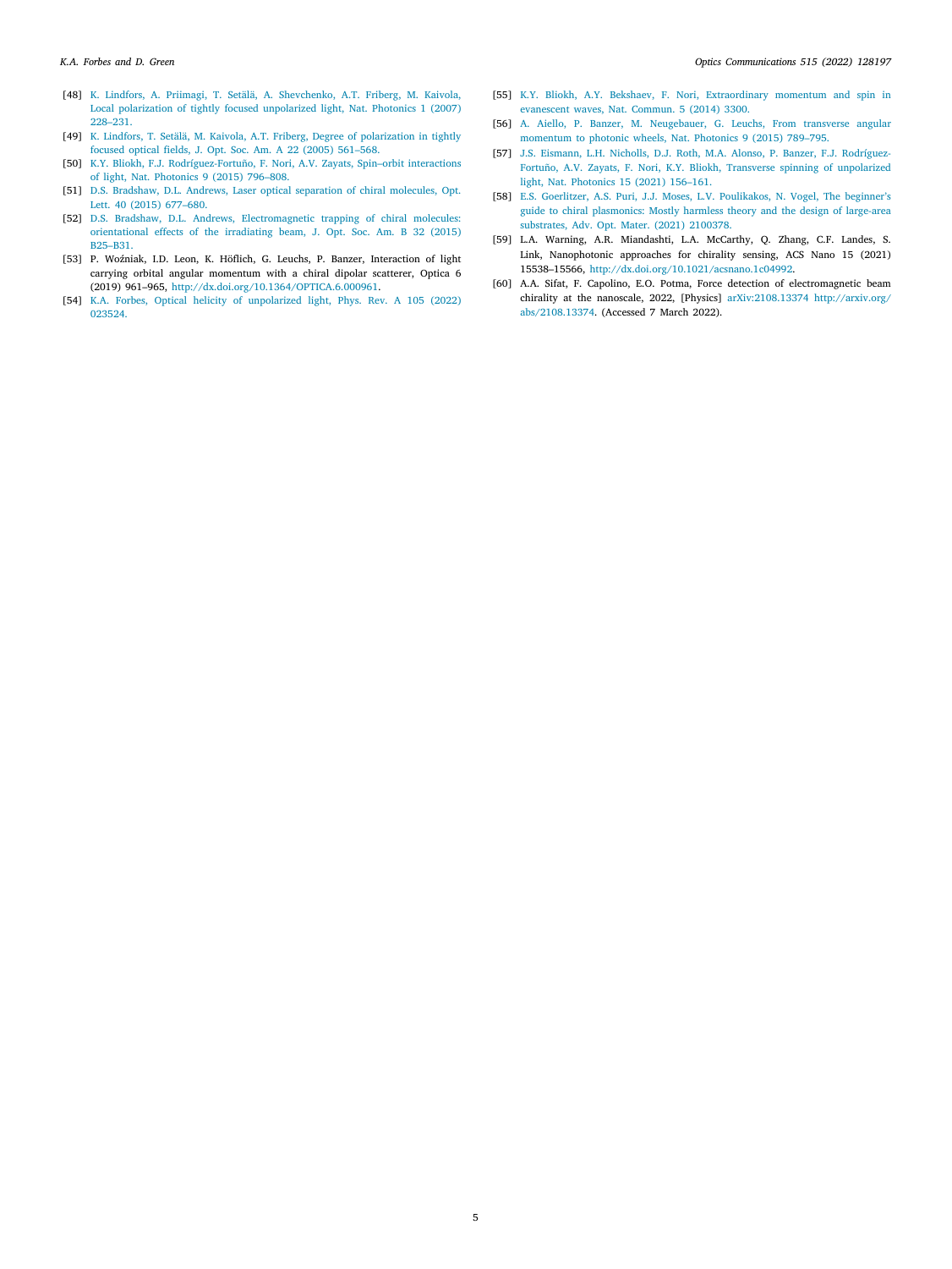[48] K. Lindfors, A. Priimagi, T. Setälä, A. Shevchenko, A.T. Friberg, M. Kaivola, Local polarization of tightly focused unpolarized light, Nat. Photonics 1 (2007) 228–231.

[49] K. Lindfors, T. Setälä, M. Kaivola, A.T. Friberg, Degree of polarization in tightly focused optical fields, J. Opt. Soc. Am. A 22 (2005) 561–568.

[50] K.Y. Bliokh, F.J. Rodríguez-Fortuño, F. Nori, A.V. Zayats, Spin–orbit interactions of light, Nat. Photonics 9 (2015) 796–808.

[51] D.S. Bradshaw, D.L. Andrews, Laser optical separation of chiral molecules, Opt. Lett. 40 (2015) 677–680.

[52] D.S. Bradshaw, D.L. Andrews, Electromagnetic trapping of chiral molecules: orientational effects of the irradiating beam, J. Opt. Soc. Am. B 32 (2015) B25–B31.

[53] P. Woźniak, I.D. Leon, K. Höflich, G. Leuchs, P. Banzer, Interaction of light carrying orbital angular momentum with a chiral dipolar scatterer, Optica 6 (2019) 961–965, http://dx.doi.org/10.1364/OPTICA.6.000961.

[54] K.A. Forbes, Optical helicity of unpolarized light, Phys. Rev. A 105 (2022) 023524.

[55] K.Y. Bliokh, A.Y. Bekshaev, F. Nori, Extraordinary momentum and spin in evanescent waves, Nat. Commun. 5 (2014) 3300.

[56] A. Aiello, P. Banzer, M. Neugebauer, G. Leuchs, From transverse angular momentum to photonic wheels, Nat. Photonics 9 (2015) 789–795.

[57] J.S. Eismann, L.H. Nicholls, D.J. Roth, M.A. Alonso, P. Banzer, F.J. Rodríguez-Fortuño, A.V. Zayats, F. Nori, K.Y. Bliokh, Transverse spinning of unpolarized light, Nat. Photonics 15 (2021) 156–161.

[58] E.S. Goerlitzer, A.S. Puri, J.J. Moses, L.V. Poulikakos, N. Vogel, The beginner's guide to chiral plasmonics: Mostly harmless theory and the design of large-area substrates, Adv. Opt. Mater. (2021) 2100378.

[59] L.A. Warning, A.R. Miandashti, L.A. McCarthy, Q. Zhang, C.F. Landes, S. Link, Nanophotonic approaches for chirality sensing, ACS Nano 15 (2021) 15538–15566, http://dx.doi.org/10.1021/acsnano.1c04992.

[60] A.A. Sifat, F. Capolino, E.O. Potma, Force detection of electromagnetic beam chirality at the nanoscale, 2022, [Physics] arXiv:2108.13374 http://arxiv.org/abs/2108.13374. (Accessed 7 March 2022).